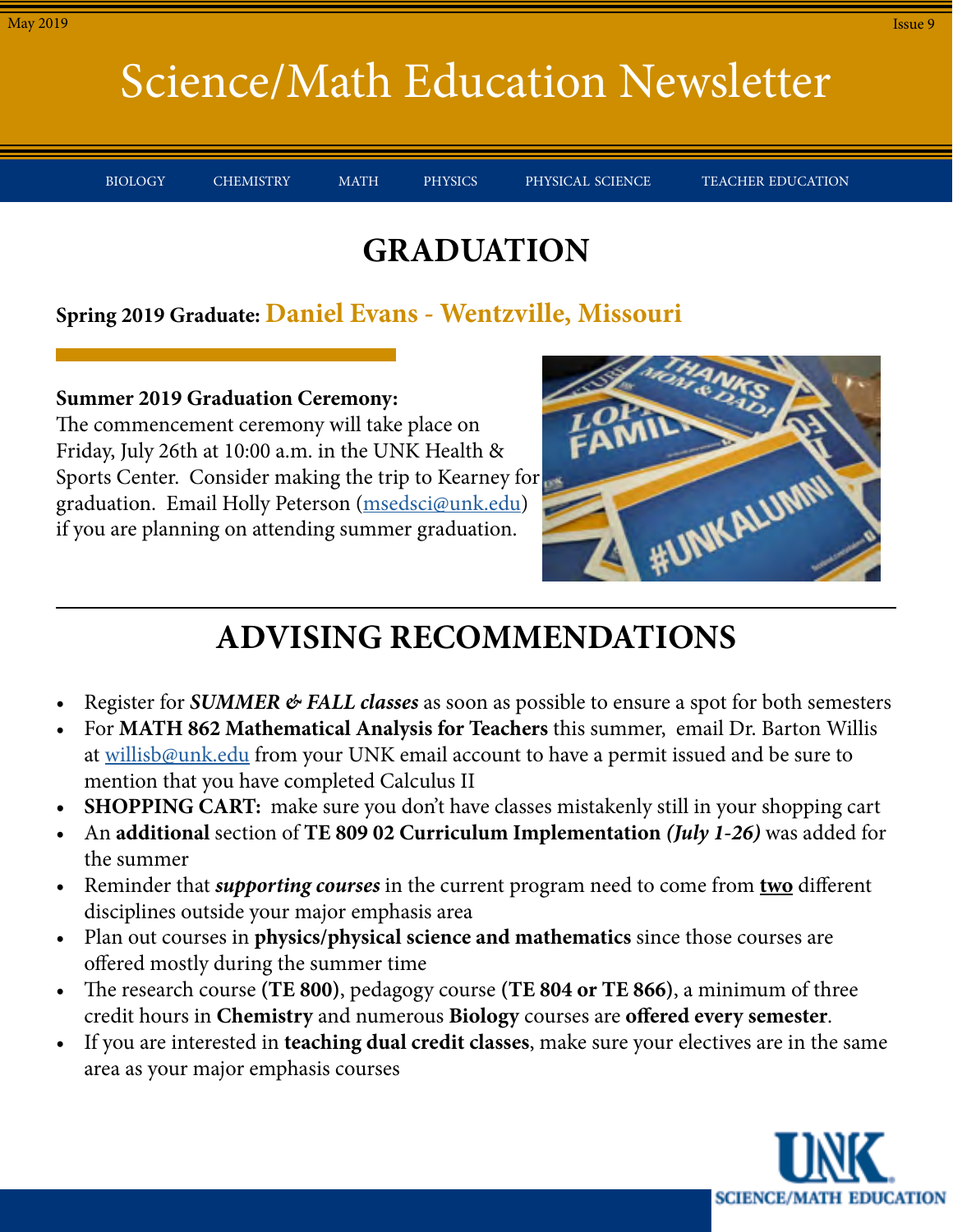# Science/Math Education Newsletter

BIOLOGY CHEMISTRY MATH PHYSICS PHYSICAL SCIENCE TEACHER EDUCATION

## GRADUATION

**Spring 2019 Graduate:** **Daniel Evans - Wentzville, Missouri**

**Summer 2019 Graduation Ceremony:**
The commencement ceremony will take place on Friday, July 26th at 10:00 a.m. in the UNK Health & Sports Center. Consider making the trip to Kearney for graduation. Email Holly Peterson (msedsci@unk.edu) if you are planning on attending summer graduation.

## ADVISING RECOMMENDATIONS

- Register for ***SUMMER & FALL classes*** as soon as possible to ensure a spot for both semesters
- For **MATH 862 Mathematical Analysis for Teachers** this summer, email Dr. Barton Willis at willisb@unk.edu from your UNK email account to have a permit issued and be sure to mention that you have completed Calculus II
- **SHOPPING CART:** make sure you don't have classes mistakenly still in your shopping cart
- An **additional** section of **TE 809 02 Curriculum Implementation** ***(July 1-26)*** was added for the summer
- Reminder that ***supporting courses*** in the current program need to come from **two** different disciplines outside your major emphasis area
- Plan out courses in **physics/physical science and mathematics** since those courses are offered mostly during the summer time
- The research course **(TE 800)**, pedagogy course **(TE 804 or TE 866)**, a minimum of three credit hours in **Chemistry** and numerous **Biology** courses are **offered every semester**.
- If you are interested in **teaching dual credit classes**, make sure your electives are in the same area as your major emphasis courses

UNK SCIENCE/MATH EDUCATION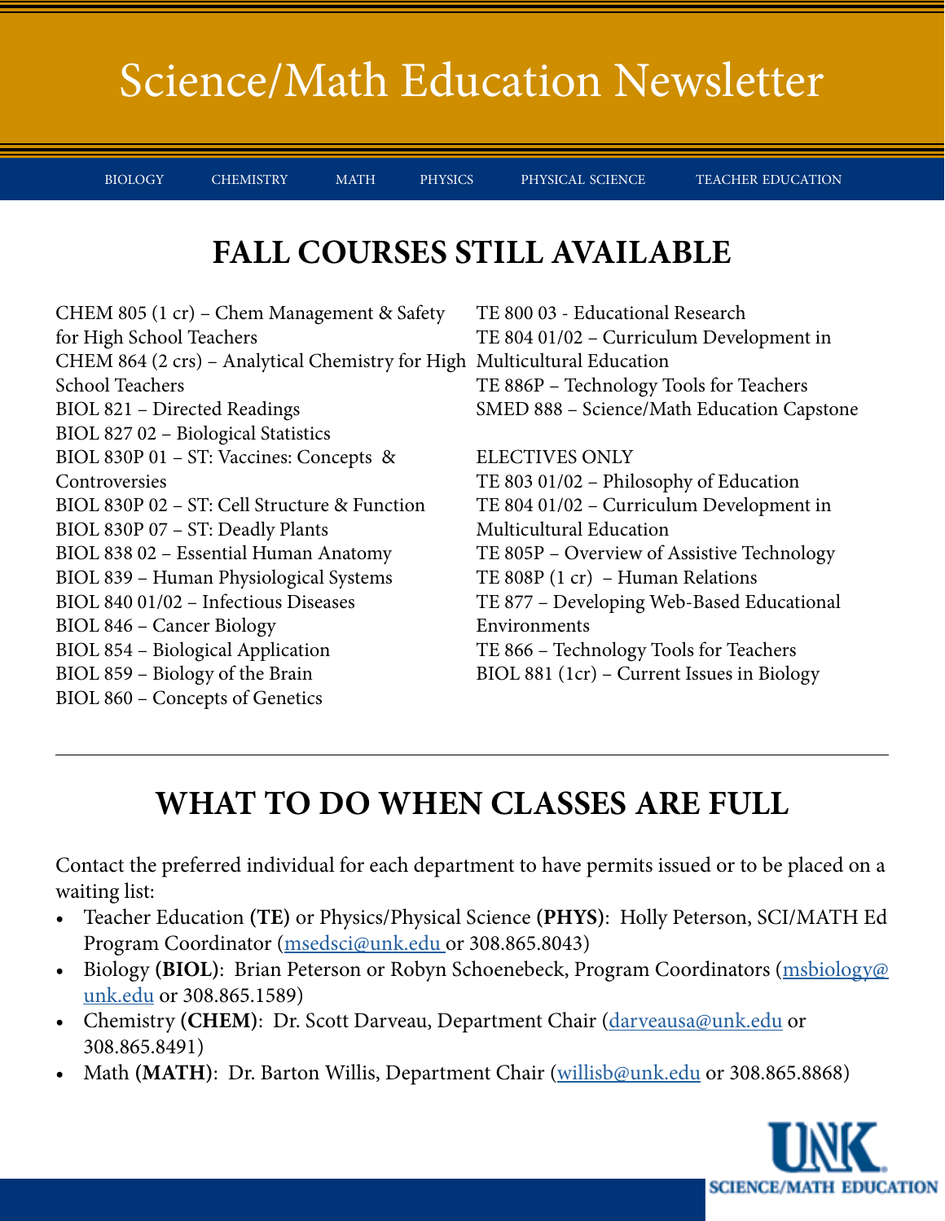# Science/Math Education Newsletter

BIOLOGY CHEMISTRY MATH PHYSICS PHYSICAL SCIENCE TEACHER EDUCATION

## FALL COURSES STILL AVAILABLE

CHEM 805 (1 cr) – Chem Management & Safety for High School Teachers
CHEM 864 (2 crs) – Analytical Chemistry for High School Teachers
BIOL 821 – Directed Readings
BIOL 827 02 – Biological Statistics
BIOL 830P 01 – ST: Vaccines: Concepts & Controversies
BIOL 830P 02 – ST: Cell Structure & Function
BIOL 830P 07 – ST: Deadly Plants
BIOL 838 02 – Essential Human Anatomy
BIOL 839 – Human Physiological Systems
BIOL 840 01/02 – Infectious Diseases
BIOL 846 – Cancer Biology
BIOL 854 – Biological Application
BIOL 859 – Biology of the Brain
BIOL 860 – Concepts of Genetics
TE 800 03 - Educational Research
TE 804 01/02 – Curriculum Development in Multicultural Education
TE 886P – Technology Tools for Teachers
SMED 888 – Science/Math Education Capstone

ELECTIVES ONLY
TE 803 01/02 – Philosophy of Education
TE 804 01/02 – Curriculum Development in Multicultural Education
TE 805P – Overview of Assistive Technology
TE 808P (1 cr) – Human Relations
TE 877 – Developing Web-Based Educational Environments
TE 866 – Technology Tools for Teachers
BIOL 881 (1cr) – Current Issues in Biology

---

## WHAT TO DO WHEN CLASSES ARE FULL

Contact the preferred individual for each department to have permits issued or to be placed on a waiting list:

- Teacher Education **(TE)** or Physics/Physical Science **(PHYS)**: Holly Peterson, SCI/MATH Ed Program Coordinator (msedsci@unk.edu or 308.865.8043)
- Biology **(BIOL)**: Brian Peterson or Robyn Schoenebeck, Program Coordinators (msbiology@unk.edu or 308.865.1589)
- Chemistry **(CHEM)**: Dr. Scott Darveau, Department Chair (darveausa@unk.edu or 308.865.8491)
- Math **(MATH)**: Dr. Barton Willis, Department Chair (willisb@unk.edu or 308.865.8868)

UNK SCIENCE/MATH EDUCATION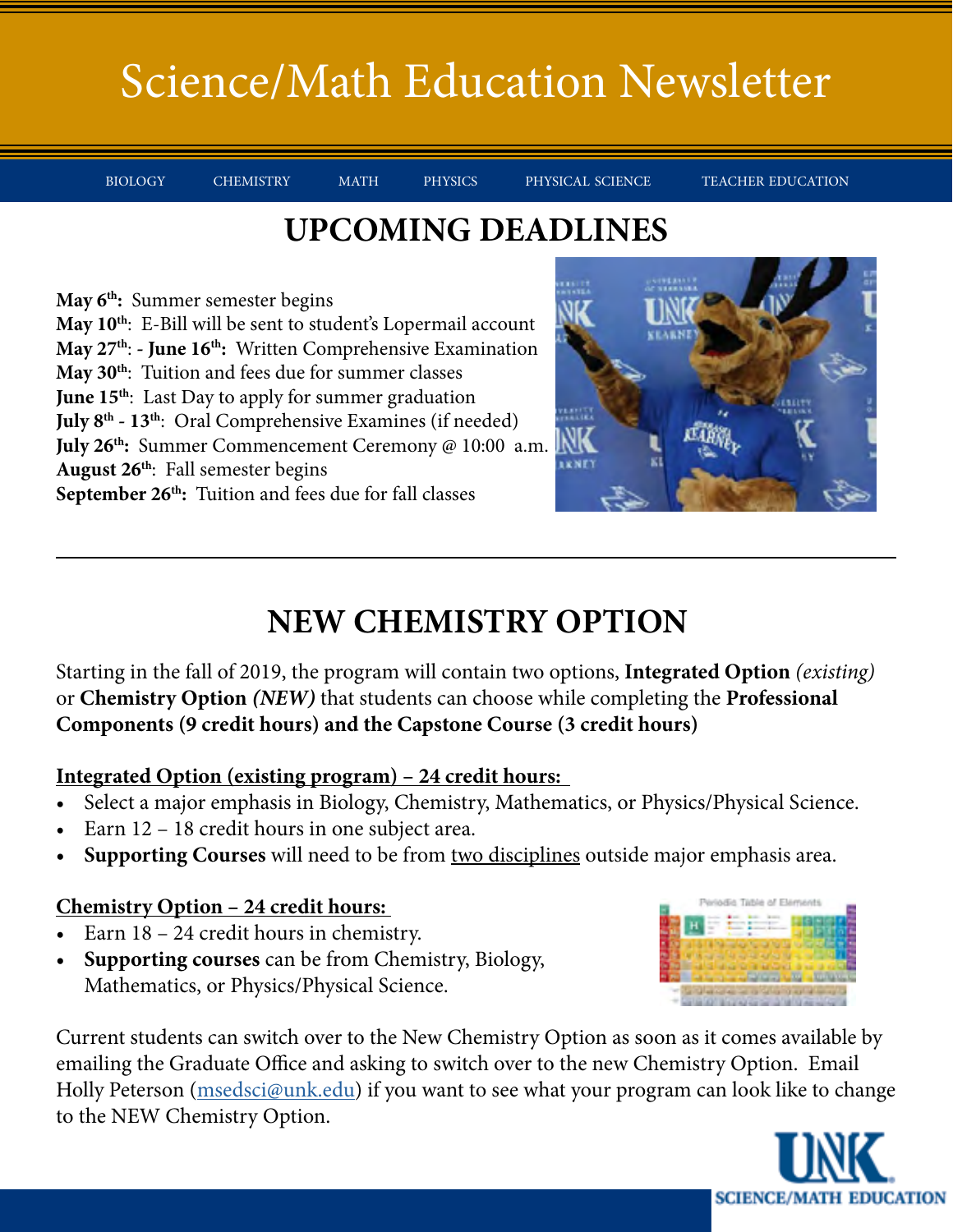# Science/Math Education Newsletter

BIOLOGY CHEMISTRY MATH PHYSICS PHYSICAL SCIENCE TEACHER EDUCATION

## UPCOMING DEADLINES

**May 6th:** Summer semester begins
**May 10th**: E-Bill will be sent to student's Lopermail account
**May 27th**: - **June 16th:** Written Comprehensive Examination
**May 30th**: Tuition and fees due for summer classes
**June 15th**: Last Day to apply for summer graduation
**July 8th - 13th**: Oral Comprehensive Examines (if needed)
**July 26th:** Summer Commencement Ceremony @ 10:00 a.m.
**August 26th**: Fall semester begins
**September 26th:** Tuition and fees due for fall classes

---

## NEW CHEMISTRY OPTION

Starting in the fall of 2019, the program will contain two options, **Integrated Option** *(existing)* or **Chemistry Option** ***(NEW)*** that students can choose while completing the **Professional Components (9 credit hours) and the Capstone Course (3 credit hours)**

**Integrated Option (existing program) – 24 credit hours:**

- Select a major emphasis in Biology, Chemistry, Mathematics, or Physics/Physical Science.
- Earn 12 – 18 credit hours in one subject area.
- **Supporting Courses** will need to be from two disciplines outside major emphasis area.

**Chemistry Option – 24 credit hours:**

- Earn 18 – 24 credit hours in chemistry.
- **Supporting courses** can be from Chemistry, Biology, Mathematics, or Physics/Physical Science.

Current students can switch over to the New Chemistry Option as soon as it comes available by emailing the Graduate Office and asking to switch over to the new Chemistry Option. Email Holly Peterson (msedsci@unk.edu) if you want to see what your program can look like to change to the NEW Chemistry Option.

UNK SCIENCE/MATH EDUCATION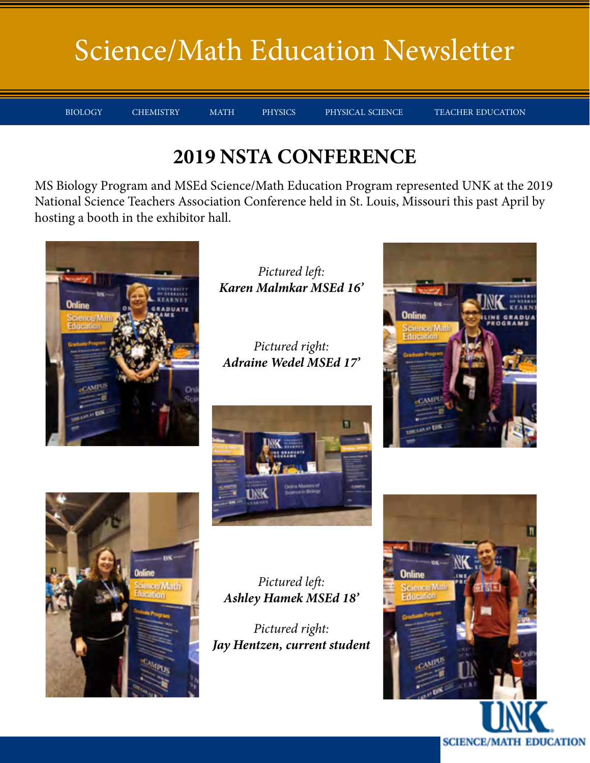# Science/Math Education Newsletter

BIOLOGY CHEMISTRY MATH PHYSICS PHYSICAL SCIENCE TEACHER EDUCATION

## 2019 NSTA CONFERENCE

MS Biology Program and MSEd Science/Math Education Program represented UNK at the 2019 National Science Teachers Association Conference held in St. Louis, Missouri this past April by hosting a booth in the exhibitor hall.

*Pictured left:*
***Karen Malmkar MSEd 16'***

*Pictured right:*
***Adraine Wedel MSEd 17'***

*Pictured left:*
***Ashley Hamek MSEd 18'***

*Pictured right:*
***Jay Hentzen, current student***

UNK SCIENCE/MATH EDUCATION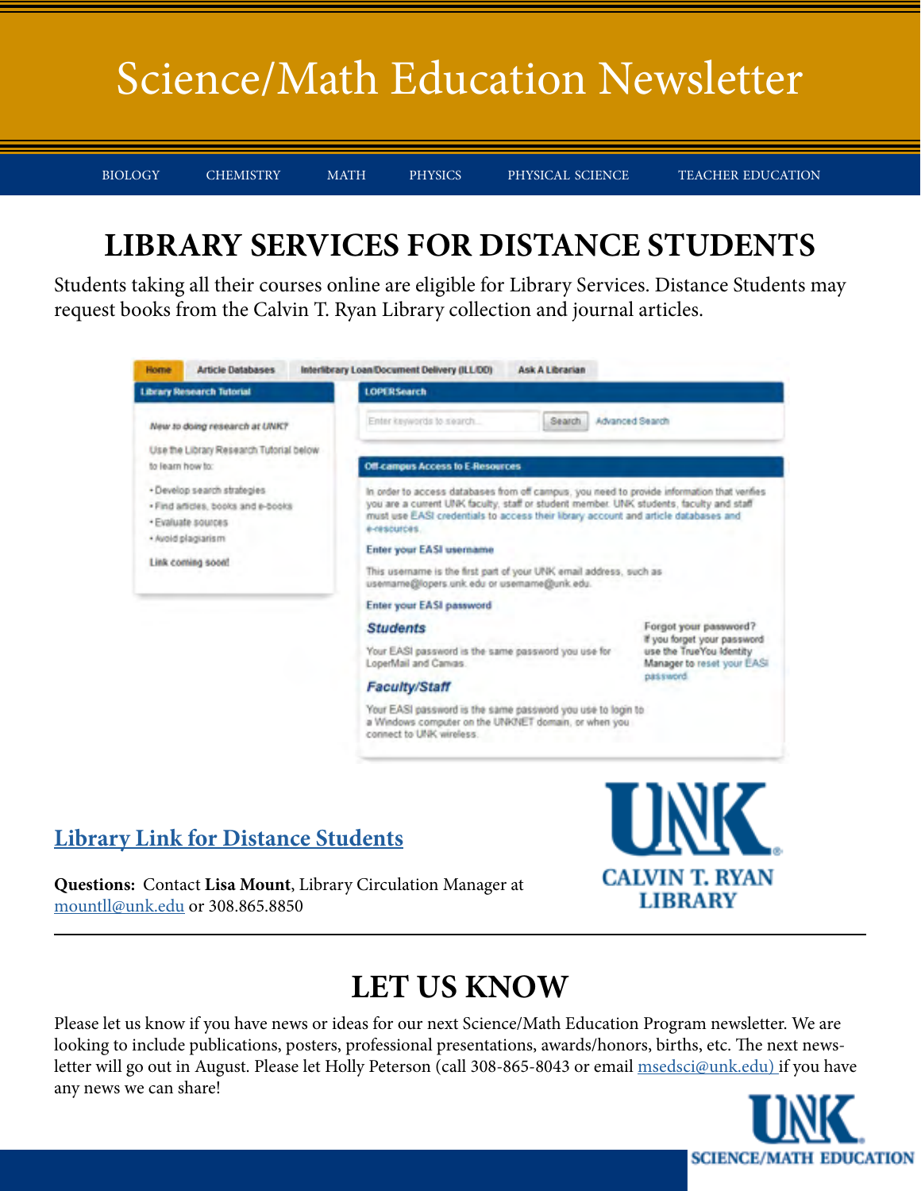# Science/Math Education Newsletter

BIOLOGY CHEMISTRY MATH PHYSICS PHYSICAL SCIENCE TEACHER EDUCATION

## LIBRARY SERVICES FOR DISTANCE STUDENTS

Students taking all their courses online are eligible for Library Services. Distance Students may request books from the Calvin T. Ryan Library collection and journal articles.

Home | Article Databases | Interlibrary Loan/Document Delivery (ILL/DD) | Ask A Librarian

**Library Research Tutorial**

*New to doing research at UNK?*

Use the Library Research Tutorial below to learn how to:

- Develop search strategies
- Find articles, books and e-books
- Evaluate sources
- Avoid plagiarism

Link coming soon!

**LOPERSearch**

Enter keywords to search... Search Advanced Search

**Off-campus Access to E-Resources**

In order to access databases from off campus, you need to provide information that verifies you are a current UNK faculty, staff or student member. UNK students, faculty and staff must use EASI credentials to access their library account and article databases and e-resources.

**Enter your EASI username**

This username is the first part of your UNK email address, such as username@lopers.unk.edu or username@unk.edu.

**Enter your EASI password**

***Students***

Your EASI password is the same password you use for LoperMail and Canvas.

***Faculty/Staff***

Your EASI password is the same password you use to login to a Windows computer on the UNKNET domain, or when you connect to UNK wireless.

Forgot your password? If you forget your password use the TrueYou Identity Manager to reset your EASI password.

### Library Link for Distance Students

**Questions:** Contact **Lisa Mount**, Library Circulation Manager at mountll@unk.edu or 308.865.8850

UNK CALVIN T. RYAN LIBRARY

---

## LET US KNOW

Please let us know if you have news or ideas for our next Science/Math Education Program newsletter. We are looking to include publications, posters, professional presentations, awards/honors, births, etc. The next newsletter will go out in August. Please let Holly Peterson (call 308-865-8043 or email msedsci@unk.edu) if you have any news we can share!

UNK SCIENCE/MATH EDUCATION